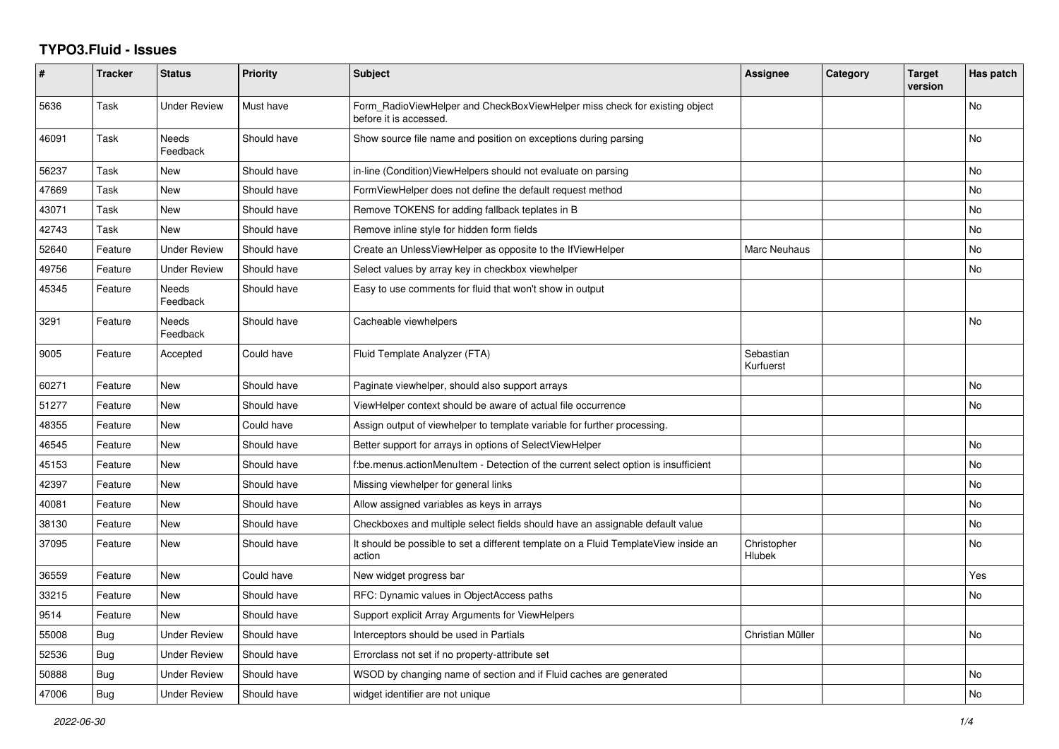# TYPO3.Fluid - Issues

| # | Tracker | Status | Priority | Subject | Assignee | Category | Target version | Has patch |
|---|---|---|---|---|---|---|---|---|
| 5636 | Task | Under Review | Must have | Form_RadioViewHelper and CheckBoxViewHelper miss check for existing object before it is accessed. | | | | No |
| 46091 | Task | Needs Feedback | Should have | Show source file name and position on exceptions during parsing | | | | No |
| 56237 | Task | New | Should have | in-line (Condition)ViewHelpers should not evaluate on parsing | | | | No |
| 47669 | Task | New | Should have | FormViewHelper does not define the default request method | | | | No |
| 43071 | Task | New | Should have | Remove TOKENS for adding fallback teplates in B | | | | No |
| 42743 | Task | New | Should have | Remove inline style for hidden form fields | | | | No |
| 52640 | Feature | Under Review | Should have | Create an UnlessViewHelper as opposite to the IfViewHelper | Marc Neuhaus | | | No |
| 49756 | Feature | Under Review | Should have | Select values by array key in checkbox viewhelper | | | | No |
| 45345 | Feature | Needs Feedback | Should have | Easy to use comments for fluid that won't show in output | | | | |
| 3291 | Feature | Needs Feedback | Should have | Cacheable viewhelpers | | | | No |
| 9005 | Feature | Accepted | Could have | Fluid Template Analyzer (FTA) | Sebastian Kurfuerst | | | |
| 60271 | Feature | New | Should have | Paginate viewhelper, should also support arrays | | | | No |
| 51277 | Feature | New | Should have | ViewHelper context should be aware of actual file occurrence | | | | No |
| 48355 | Feature | New | Could have | Assign output of viewhelper to template variable for further processing. | | | | |
| 46545 | Feature | New | Should have | Better support for arrays in options of SelectViewHelper | | | | No |
| 45153 | Feature | New | Should have | f:be.menus.actionMenuItem - Detection of the current select option is insufficient | | | | No |
| 42397 | Feature | New | Should have | Missing viewhelper for general links | | | | No |
| 40081 | Feature | New | Should have | Allow assigned variables as keys in arrays | | | | No |
| 38130 | Feature | New | Should have | Checkboxes and multiple select fields should have an assignable default value | | | | No |
| 37095 | Feature | New | Should have | It should be possible to set a different template on a Fluid TemplateView inside an action | Christopher Hlubek | | | No |
| 36559 | Feature | New | Could have | New widget progress bar | | | | Yes |
| 33215 | Feature | New | Should have | RFC: Dynamic values in ObjectAccess paths | | | | No |
| 9514 | Feature | New | Should have | Support explicit Array Arguments for ViewHelpers | | | | |
| 55008 | Bug | Under Review | Should have | Interceptors should be used in Partials | Christian Müller | | | No |
| 52536 | Bug | Under Review | Should have | Errorclass not set if no property-attribute set | | | | |
| 50888 | Bug | Under Review | Should have | WSOD by changing name of section and if Fluid caches are generated | | | | No |
| 47006 | Bug | Under Review | Should have | widget identifier are not unique | | | | No |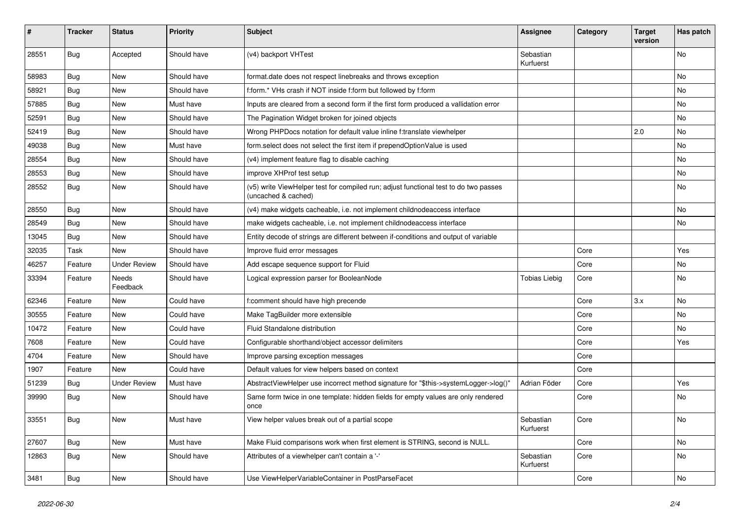| # | Tracker | Status | Priority | Subject | Assignee | Category | Target version | Has patch |
|---|---|---|---|---|---|---|---|---|
| 28551 | Bug | Accepted | Should have | (v4) backport VHTest | Sebastian Kurfuerst | | | No |
| 58983 | Bug | New | Should have | format.date does not respect linebreaks and throws exception | | | | No |
| 58921 | Bug | New | Should have | f:form.* VHs crash if NOT inside f:form but followed by f:form | | | | No |
| 57885 | Bug | New | Must have | Inputs are cleared from a second form if the first form produced a vallidation error | | | | No |
| 52591 | Bug | New | Should have | The Pagination Widget broken for joined objects | | | | No |
| 52419 | Bug | New | Should have | Wrong PHPDocs notation for default value inline f:translate viewhelper | | | 2.0 | No |
| 49038 | Bug | New | Must have | form.select does not select the first item if prependOptionValue is used | | | | No |
| 28554 | Bug | New | Should have | (v4) implement feature flag to disable caching | | | | No |
| 28553 | Bug | New | Should have | improve XHProf test setup | | | | No |
| 28552 | Bug | New | Should have | (v5) write ViewHelper test for compiled run; adjust functional test to do two passes (uncached & cached) | | | | No |
| 28550 | Bug | New | Should have | (v4) make widgets cacheable, i.e. not implement childnodeaccess interface | | | | No |
| 28549 | Bug | New | Should have | make widgets cacheable, i.e. not implement childnodeaccess interface | | | | No |
| 13045 | Bug | New | Should have | Entity decode of strings are different between if-conditions and output of variable | | | | |
| 32035 | Task | New | Should have | Improve fluid error messages | | Core | | Yes |
| 46257 | Feature | Under Review | Should have | Add escape sequence support for Fluid | | Core | | No |
| 33394 | Feature | Needs Feedback | Should have | Logical expression parser for BooleanNode | Tobias Liebig | Core | | No |
| 62346 | Feature | New | Could have | f:comment should have high precende | | Core | 3.x | No |
| 30555 | Feature | New | Could have | Make TagBuilder more extensible | | Core | | No |
| 10472 | Feature | New | Could have | Fluid Standalone distribution | | Core | | No |
| 7608 | Feature | New | Could have | Configurable shorthand/object accessor delimiters | | Core | | Yes |
| 4704 | Feature | New | Should have | Improve parsing exception messages | | Core | | |
| 1907 | Feature | New | Could have | Default values for view helpers based on context | | Core | | |
| 51239 | Bug | Under Review | Must have | AbstractViewHelper use incorrect method signature for "$this->systemLogger->log()" | Adrian Föder | Core | | Yes |
| 39990 | Bug | New | Should have | Same form twice in one template: hidden fields for empty values are only rendered once | | Core | | No |
| 33551 | Bug | New | Must have | View helper values break out of a partial scope | Sebastian Kurfuerst | Core | | No |
| 27607 | Bug | New | Must have | Make Fluid comparisons work when first element is STRING, second is NULL. | | Core | | No |
| 12863 | Bug | New | Should have | Attributes of a viewhelper can't contain a '-' | Sebastian Kurfuerst | Core | | No |
| 3481 | Bug | New | Should have | Use ViewHelperVariableContainer in PostParseFacet | | Core | | No |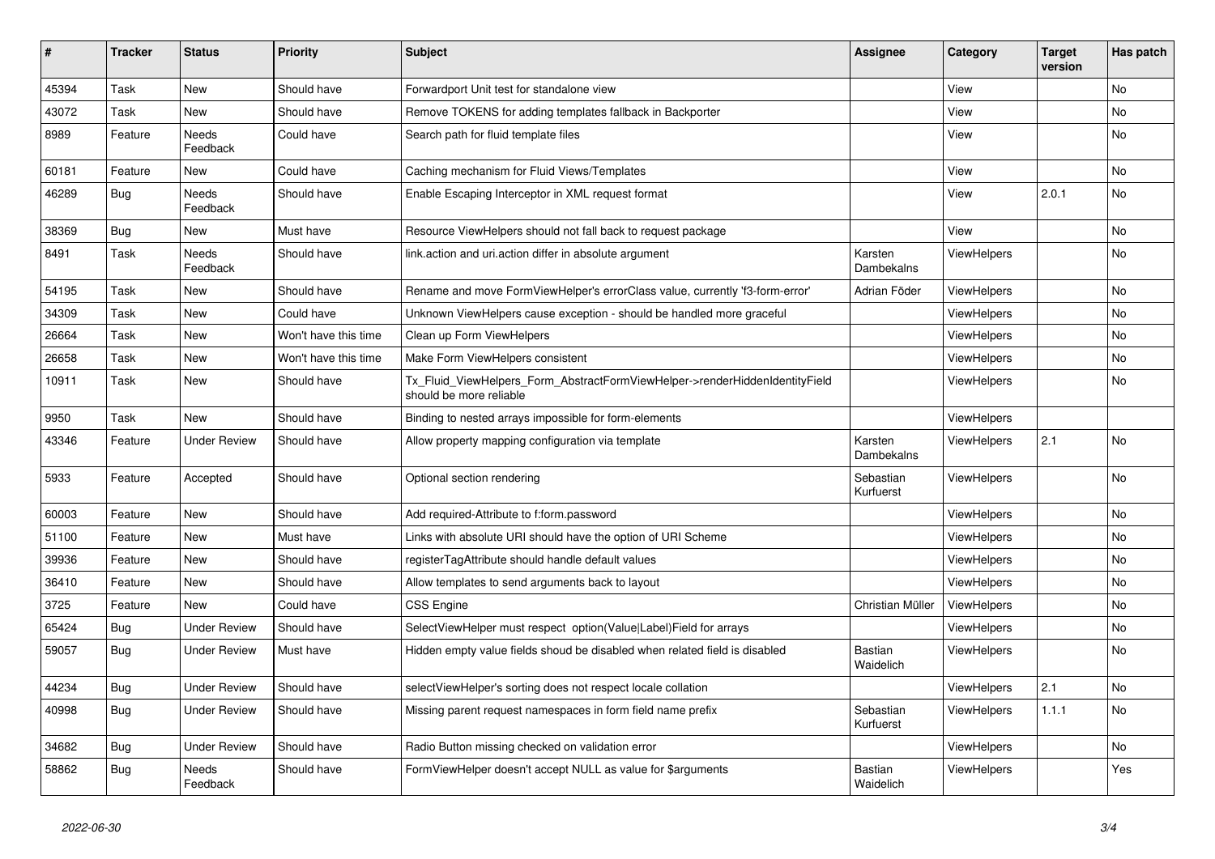| # | Tracker | Status | Priority | Subject | Assignee | Category | Target version | Has patch |
|---|---|---|---|---|---|---|---|---|
| 45394 | Task | New | Should have | Forwardport Unit test for standalone view | | View | | No |
| 43072 | Task | New | Should have | Remove TOKENS for adding templates fallback in Backporter | | View | | No |
| 8989 | Feature | Needs Feedback | Could have | Search path for fluid template files | | View | | No |
| 60181 | Feature | New | Could have | Caching mechanism for Fluid Views/Templates | | View | | No |
| 46289 | Bug | Needs Feedback | Should have | Enable Escaping Interceptor in XML request format | | View | 2.0.1 | No |
| 38369 | Bug | New | Must have | Resource ViewHelpers should not fall back to request package | | View | | No |
| 8491 | Task | Needs Feedback | Should have | link.action and uri.action differ in absolute argument | Karsten Dambekalns | ViewHelpers | | No |
| 54195 | Task | New | Should have | Rename and move FormViewHelper's errorClass value, currently 'f3-form-error' | Adrian Föder | ViewHelpers | | No |
| 34309 | Task | New | Could have | Unknown ViewHelpers cause exception - should be handled more graceful | | ViewHelpers | | No |
| 26664 | Task | New | Won't have this time | Clean up Form ViewHelpers | | ViewHelpers | | No |
| 26658 | Task | New | Won't have this time | Make Form ViewHelpers consistent | | ViewHelpers | | No |
| 10911 | Task | New | Should have | Tx_Fluid_ViewHelpers_Form_AbstractFormViewHelper->renderHiddenIdentityField should be more reliable | | ViewHelpers | | No |
| 9950 | Task | New | Should have | Binding to nested arrays impossible for form-elements | | ViewHelpers | | |
| 43346 | Feature | Under Review | Should have | Allow property mapping configuration via template | Karsten Dambekalns | ViewHelpers | 2.1 | No |
| 5933 | Feature | Accepted | Should have | Optional section rendering | Sebastian Kurfuerst | ViewHelpers | | No |
| 60003 | Feature | New | Should have | Add required-Attribute to f:form.password | | ViewHelpers | | No |
| 51100 | Feature | New | Must have | Links with absolute URI should have the option of URI Scheme | | ViewHelpers | | No |
| 39936 | Feature | New | Should have | registerTagAttribute should handle default values | | ViewHelpers | | No |
| 36410 | Feature | New | Should have | Allow templates to send arguments back to layout | | ViewHelpers | | No |
| 3725 | Feature | New | Could have | CSS Engine | Christian Müller | ViewHelpers | | No |
| 65424 | Bug | Under Review | Should have | SelectViewHelper must respect option(Value\|Label)Field for arrays | | ViewHelpers | | No |
| 59057 | Bug | Under Review | Must have | Hidden empty value fields shoud be disabled when related field is disabled | Bastian Waidelich | ViewHelpers | | No |
| 44234 | Bug | Under Review | Should have | selectViewHelper's sorting does not respect locale collation | | ViewHelpers | 2.1 | No |
| 40998 | Bug | Under Review | Should have | Missing parent request namespaces in form field name prefix | Sebastian Kurfuerst | ViewHelpers | 1.1.1 | No |
| 34682 | Bug | Under Review | Should have | Radio Button missing checked on validation error | | ViewHelpers | | No |
| 58862 | Bug | Needs Feedback | Should have | FormViewHelper doesn't accept NULL as value for $arguments | Bastian Waidelich | ViewHelpers | | Yes |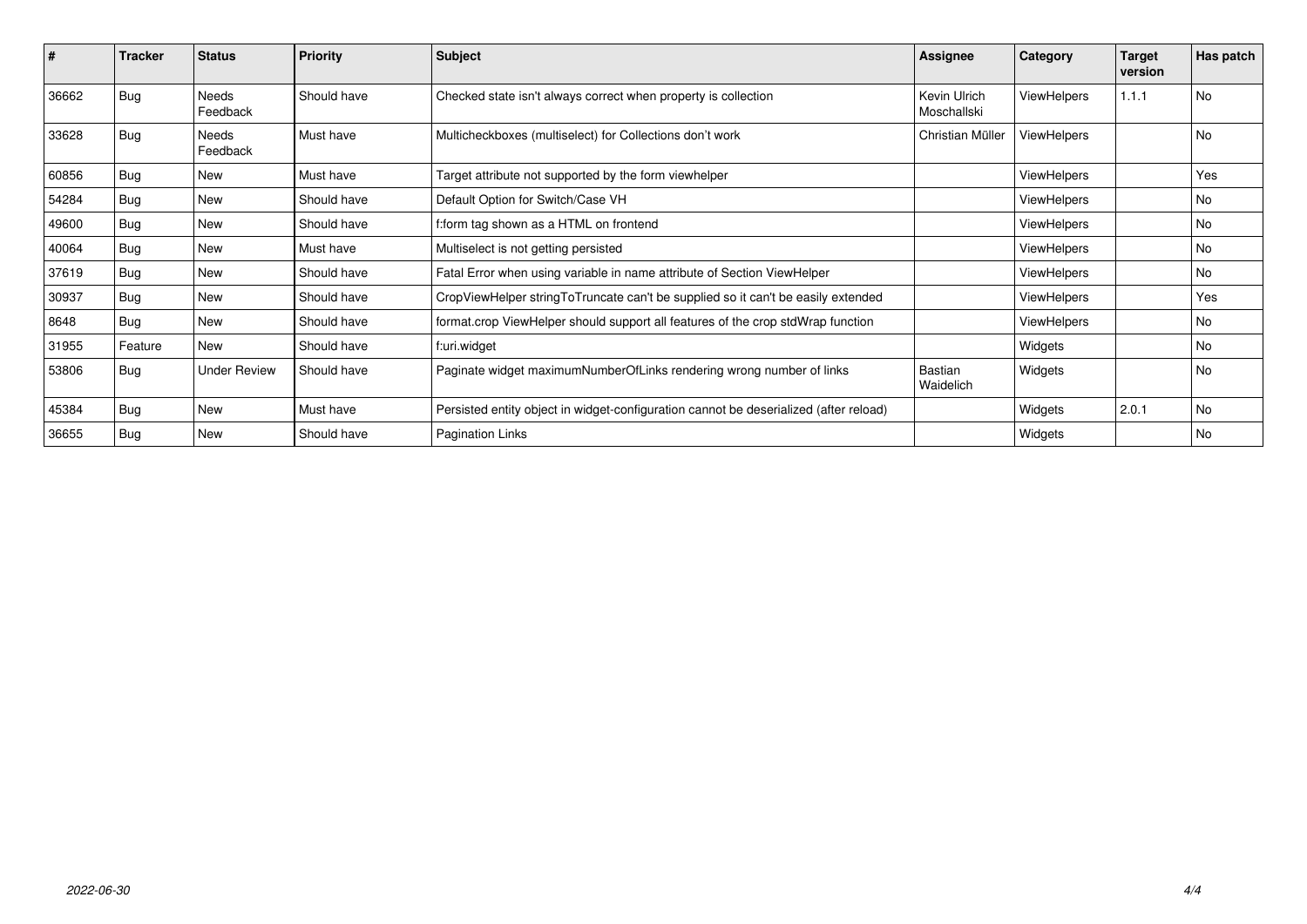| # | Tracker | Status | Priority | Subject | Assignee | Category | Target version | Has patch |
|---|---|---|---|---|---|---|---|---|
| 36662 | Bug | Needs Feedback | Should have | Checked state isn't always correct when property is collection | Kevin Ulrich Moschallski | ViewHelpers | 1.1.1 | No |
| 33628 | Bug | Needs Feedback | Must have | Multicheckboxes (multiselect) for Collections don't work | Christian Müller | ViewHelpers | | No |
| 60856 | Bug | New | Must have | Target attribute not supported by the form viewhelper | | ViewHelpers | | Yes |
| 54284 | Bug | New | Should have | Default Option for Switch/Case VH | | ViewHelpers | | No |
| 49600 | Bug | New | Should have | f:form tag shown as a HTML on frontend | | ViewHelpers | | No |
| 40064 | Bug | New | Must have | Multiselect is not getting persisted | | ViewHelpers | | No |
| 37619 | Bug | New | Should have | Fatal Error when using variable in name attribute of Section ViewHelper | | ViewHelpers | | No |
| 30937 | Bug | New | Should have | CropViewHelper stringToTruncate can't be supplied so it can't be easily extended | | ViewHelpers | | Yes |
| 8648 | Bug | New | Should have | format.crop ViewHelper should support all features of the crop stdWrap function | | ViewHelpers | | No |
| 31955 | Feature | New | Should have | f:uri.widget | | Widgets | | No |
| 53806 | Bug | Under Review | Should have | Paginate widget maximumNumberOfLinks rendering wrong number of links | Bastian Waidelich | Widgets | | No |
| 45384 | Bug | New | Must have | Persisted entity object in widget-configuration cannot be deserialized (after reload) | | Widgets | 2.0.1 | No |
| 36655 | Bug | New | Should have | Pagination Links | | Widgets | | No |